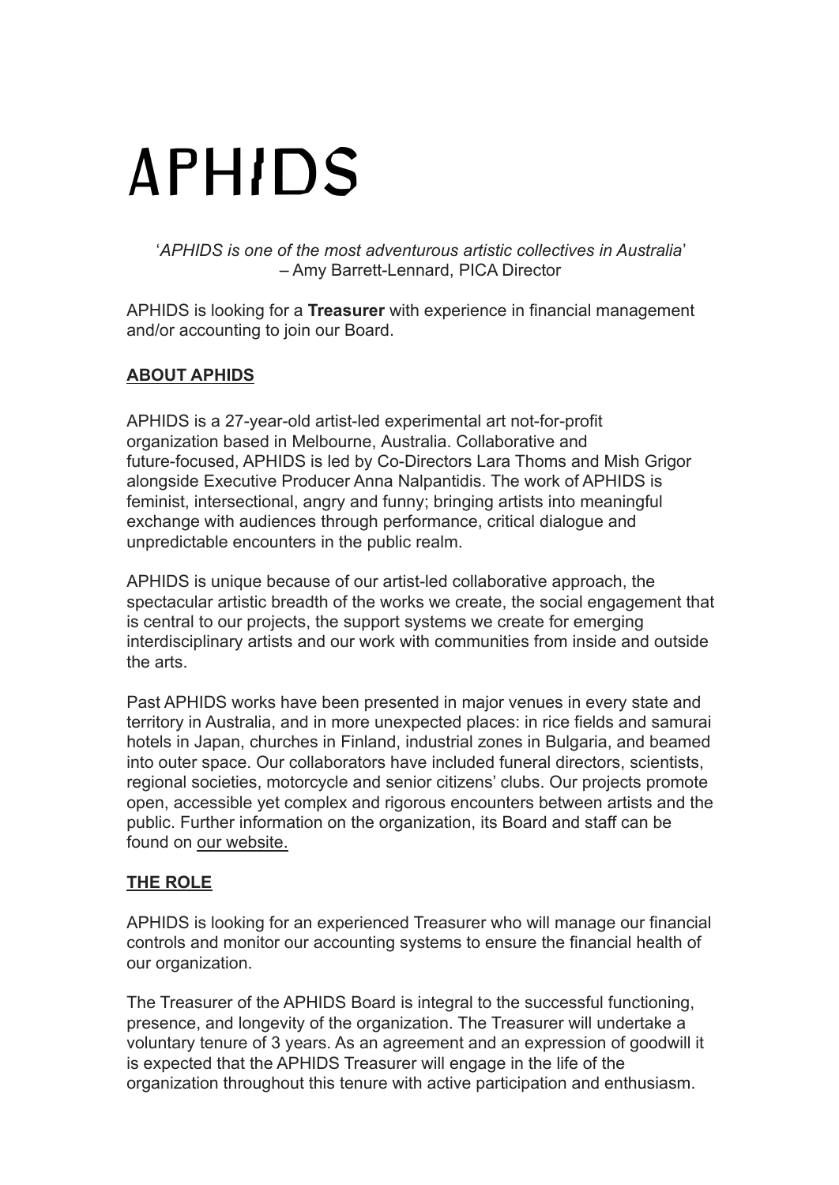# APHIDS

'*APHIDS is one of the most adventurous artistic collectives in Australia*'
– Amy Barrett-Lennard, PICA Director

APHIDS is looking for a **Treasurer** with experience in financial management and/or accounting to join our Board.

## ABOUT APHIDS

APHIDS is a 27-year-old artist-led experimental art not-for-profit organization based in Melbourne, Australia. Collaborative and future-focused, APHIDS is led by Co-Directors Lara Thoms and Mish Grigor alongside Executive Producer Anna Nalpantidis. The work of APHIDS is feminist, intersectional, angry and funny; bringing artists into meaningful exchange with audiences through performance, critical dialogue and unpredictable encounters in the public realm.

APHIDS is unique because of our artist-led collaborative approach, the spectacular artistic breadth of the works we create, the social engagement that is central to our projects, the support systems we create for emerging interdisciplinary artists and our work with communities from inside and outside the arts.

Past APHIDS works have been presented in major venues in every state and territory in Australia, and in more unexpected places: in rice fields and samurai hotels in Japan, churches in Finland, industrial zones in Bulgaria, and beamed into outer space. Our collaborators have included funeral directors, scientists, regional societies, motorcycle and senior citizens' clubs. Our projects promote open, accessible yet complex and rigorous encounters between artists and the public. Further information on the organization, its Board and staff can be found on our website.

## THE ROLE

APHIDS is looking for an experienced Treasurer who will manage our financial controls and monitor our accounting systems to ensure the financial health of our organization.

The Treasurer of the APHIDS Board is integral to the successful functioning, presence, and longevity of the organization. The Treasurer will undertake a voluntary tenure of 3 years. As an agreement and an expression of goodwill it is expected that the APHIDS Treasurer will engage in the life of the organization throughout this tenure with active participation and enthusiasm.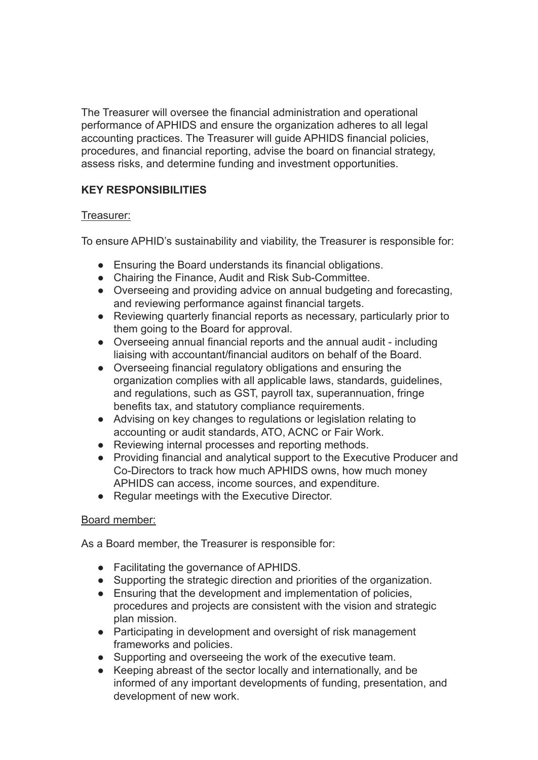The Treasurer will oversee the financial administration and operational performance of APHIDS and ensure the organization adheres to all legal accounting practices. The Treasurer will guide APHIDS financial policies, procedures, and financial reporting, advise the board on financial strategy, assess risks, and determine funding and investment opportunities.

**KEY RESPONSIBILITIES**

<u>Treasurer:</u>

To ensure APHID's sustainability and viability, the Treasurer is responsible for:

- Ensuring the Board understands its financial obligations.
- Chairing the Finance, Audit and Risk Sub-Committee.
- Overseeing and providing advice on annual budgeting and forecasting, and reviewing performance against financial targets.
- Reviewing quarterly financial reports as necessary, particularly prior to them going to the Board for approval.
- Overseeing annual financial reports and the annual audit - including liaising with accountant/financial auditors on behalf of the Board.
- Overseeing financial regulatory obligations and ensuring the organization complies with all applicable laws, standards, guidelines, and regulations, such as GST, payroll tax, superannuation, fringe benefits tax, and statutory compliance requirements.
- Advising on key changes to regulations or legislation relating to accounting or audit standards, ATO, ACNC or Fair Work.
- Reviewing internal processes and reporting methods.
- Providing financial and analytical support to the Executive Producer and Co-Directors to track how much APHIDS owns, how much money APHIDS can access, income sources, and expenditure.
- Regular meetings with the Executive Director.

<u>Board member:</u>

As a Board member, the Treasurer is responsible for:

- Facilitating the governance of APHIDS.
- Supporting the strategic direction and priorities of the organization.
- Ensuring that the development and implementation of policies, procedures and projects are consistent with the vision and strategic plan mission.
- Participating in development and oversight of risk management frameworks and policies.
- Supporting and overseeing the work of the executive team.
- Keeping abreast of the sector locally and internationally, and be informed of any important developments of funding, presentation, and development of new work.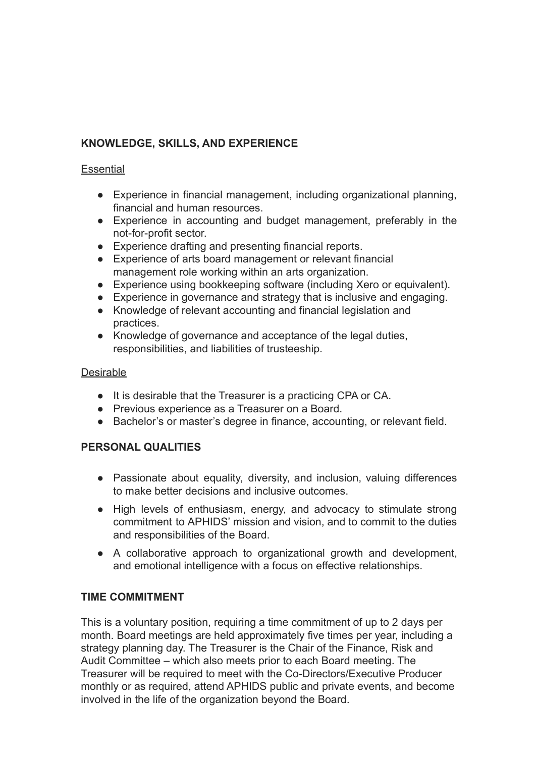## KNOWLEDGE, SKILLS, AND EXPERIENCE

Essential

- Experience in financial management, including organizational planning, financial and human resources.
- Experience in accounting and budget management, preferably in the not-for-profit sector.
- Experience drafting and presenting financial reports.
- Experience of arts board management or relevant financial management role working within an arts organization.
- Experience using bookkeeping software (including Xero or equivalent).
- Experience in governance and strategy that is inclusive and engaging.
- Knowledge of relevant accounting and financial legislation and practices.
- Knowledge of governance and acceptance of the legal duties, responsibilities, and liabilities of trusteeship.

Desirable

- It is desirable that the Treasurer is a practicing CPA or CA.
- Previous experience as a Treasurer on a Board.
- Bachelor's or master's degree in finance, accounting, or relevant field.

## PERSONAL QUALITIES

- Passionate about equality, diversity, and inclusion, valuing differences to make better decisions and inclusive outcomes.
- High levels of enthusiasm, energy, and advocacy to stimulate strong commitment to APHIDS' mission and vision, and to commit to the duties and responsibilities of the Board.
- A collaborative approach to organizational growth and development, and emotional intelligence with a focus on effective relationships.

## TIME COMMITMENT

This is a voluntary position, requiring a time commitment of up to 2 days per month. Board meetings are held approximately five times per year, including a strategy planning day. The Treasurer is the Chair of the Finance, Risk and Audit Committee – which also meets prior to each Board meeting. The Treasurer will be required to meet with the Co-Directors/Executive Producer monthly or as required, attend APHIDS public and private events, and become involved in the life of the organization beyond the Board.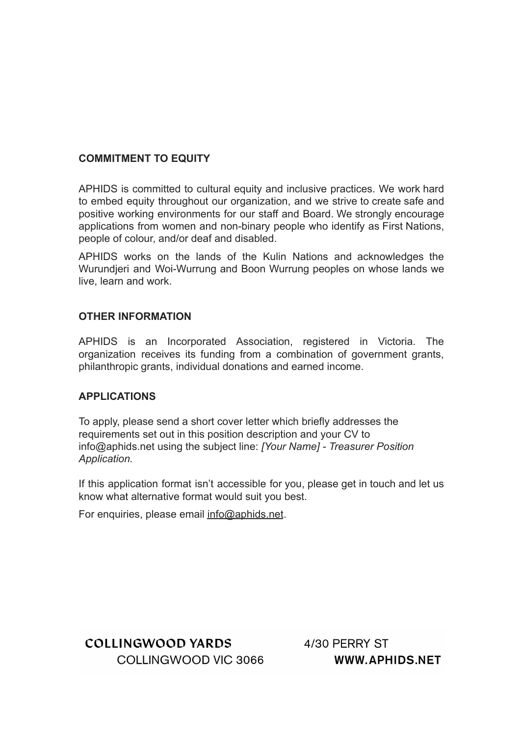**COMMITMENT TO EQUITY**

APHIDS is committed to cultural equity and inclusive practices. We work hard to embed equity throughout our organization, and we strive to create safe and positive working environments for our staff and Board. We strongly encourage applications from women and non-binary people who identify as First Nations, people of colour, and/or deaf and disabled.

APHIDS works on the lands of the Kulin Nations and acknowledges the Wurundjeri and Woi-Wurrung and Boon Wurrung peoples on whose lands we live, learn and work.

**OTHER INFORMATION**

APHIDS is an Incorporated Association, registered in Victoria. The organization receives its funding from a combination of government grants, philanthropic grants, individual donations and earned income.

**APPLICATIONS**

To apply, please send a short cover letter which briefly addresses the requirements set out in this position description and your CV to info@aphids.net using the subject line: *[Your Name] - Treasurer Position Application.*

If this application format isn't accessible for you, please get in touch and let us know what alternative format would suit you best.

For enquiries, please email info@aphids.net.

**COLLINGWOOD YARDS** 4/30 PERRY ST
COLLINGWOOD VIC 3066 **WWW.APHIDS.NET**